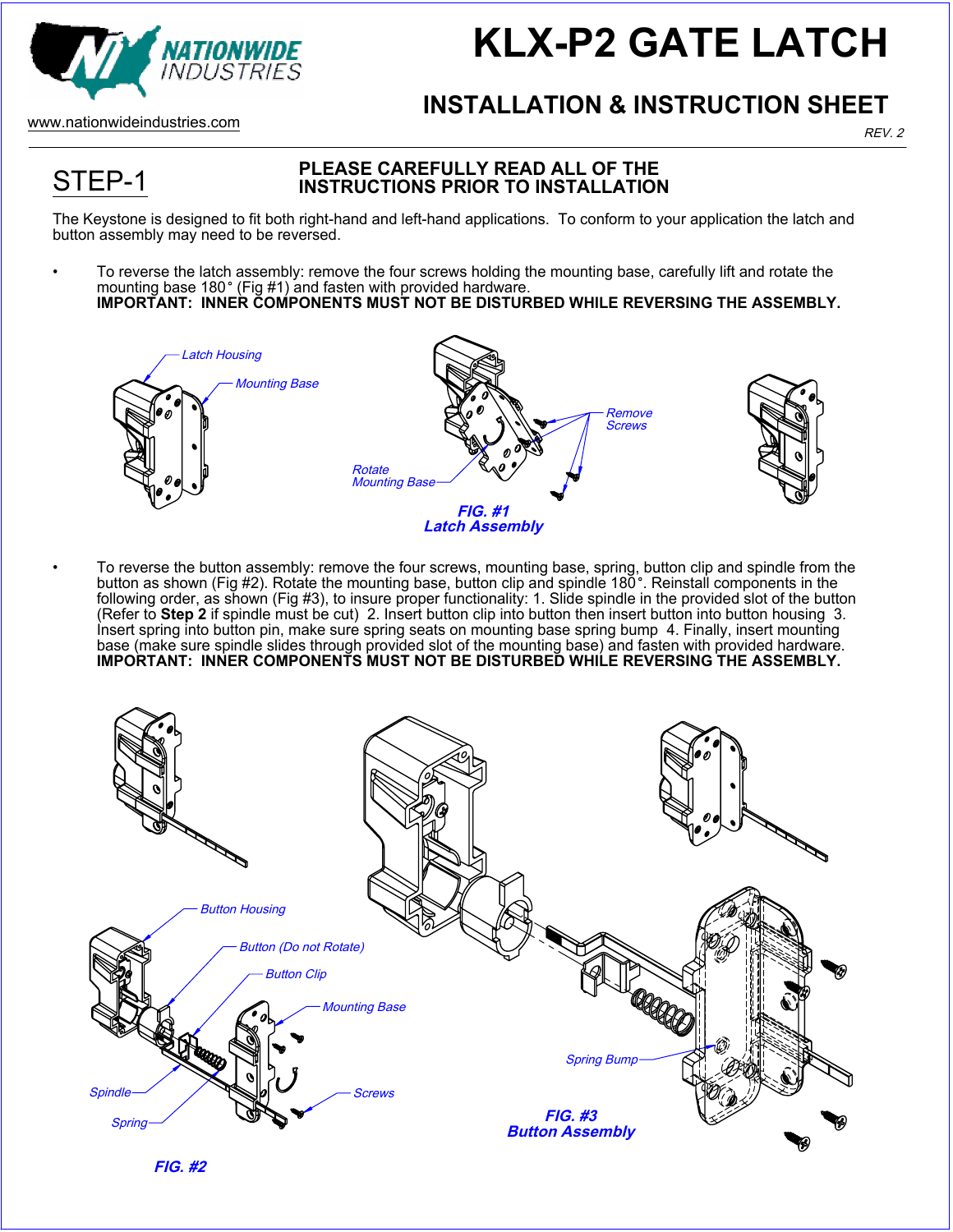# KLX-P2 GATE LATCH

## INSTALLATION & INSTRUCTION SHEET

www.nationwideindustries.com

*REV. 2*

## STEP-1

**PLEASE CAREFULLY READ ALL OF THE INSTRUCTIONS PRIOR TO INSTALLATION**

The Keystone is designed to fit both right-hand and left-hand applications. To conform to your application the latch and button assembly may need to be reversed.

- To reverse the latch assembly: remove the four screws holding the mounting base, carefully lift and rotate the mounting base 180° (Fig #1) and fasten with provided hardware.
  **IMPORTANT: INNER COMPONENTS MUST NOT BE DISTURBED WHILE REVERSING THE ASSEMBLY.**

*Latch Housing*
*Mounting Base*
*Remove Screws*
*Rotate Mounting Base*

***FIG. #1***
***Latch Assembly***

- To reverse the button assembly: remove the four screws, mounting base, spring, button clip and spindle from the button as shown (Fig #2). Rotate the mounting base, button clip and spindle 180°. Reinstall components in the following order, as shown (Fig #3), to insure proper functionality: 1. Slide spindle in the provided slot of the button (Refer to **Step 2** if spindle must be cut) 2. Insert button clip into button then insert button into button housing 3. Insert spring into button pin, make sure spring seats on mounting base spring bump 4. Finally, insert mounting base (make sure spindle slides through provided slot of the mounting base) and fasten with provided hardware.
  **IMPORTANT: INNER COMPONENTS MUST NOT BE DISTURBED WHILE REVERSING THE ASSEMBLY.**

*Button Housing*
*Button (Do not Rotate)*
*Button Clip*
*Mounting Base*
*Spindle*
*Spring*
*Screws*

***FIG. #2***

*Spring Bump*

***FIG. #3***
***Button Assembly***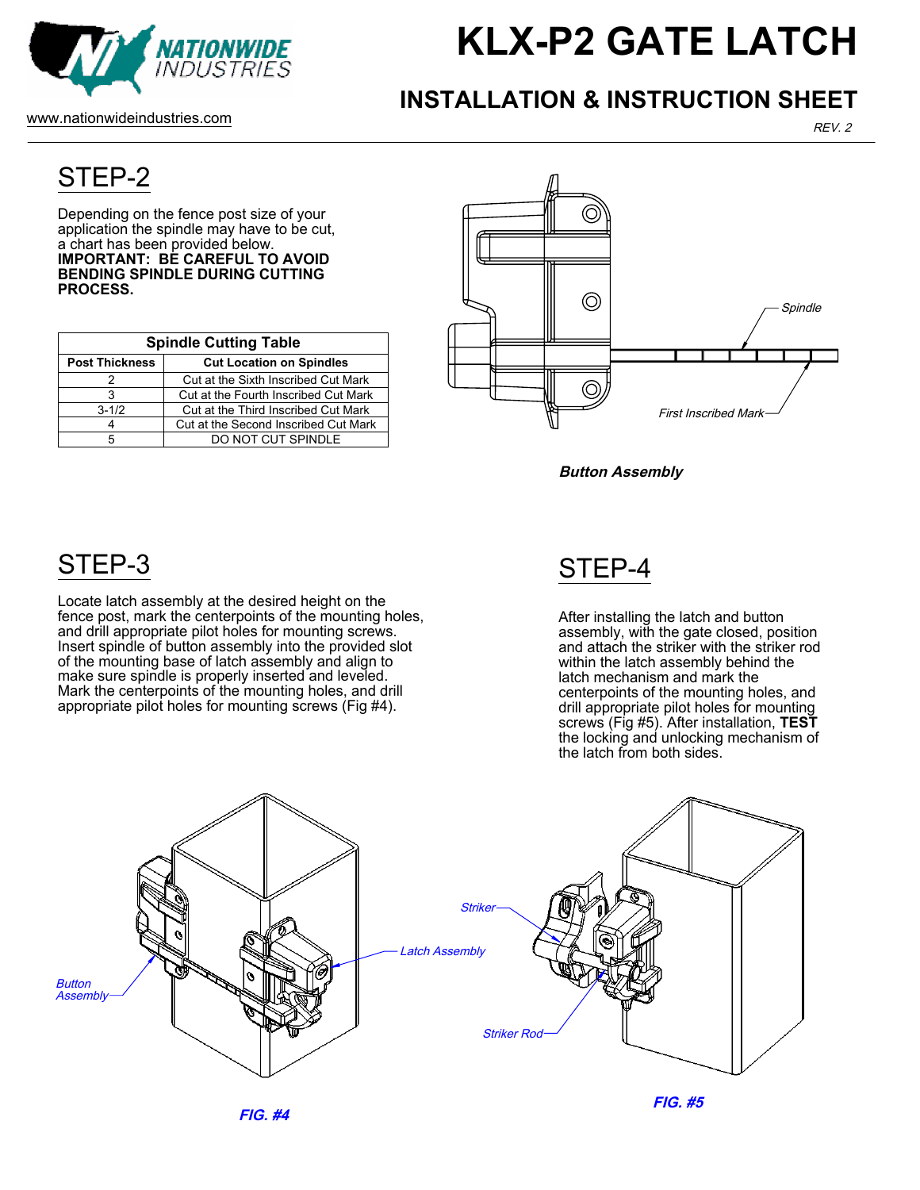# KLX-P2 GATE LATCH

## INSTALLATION & INSTRUCTION SHEET

www.nationwideindustries.com

*REV. 2*

## STEP-2

Depending on the fence post size of your application the spindle may have to be cut, a chart has been provided below.
**IMPORTANT: BE CAREFUL TO AVOID BENDING SPINDLE DURING CUTTING PROCESS.**

| Spindle Cutting Table | |
|---|---|
| **Post Thickness** | **Cut Location on Spindles** |
| 2 | Cut at the Sixth Inscribed Cut Mark |
| 3 | Cut at the Fourth Inscribed Cut Mark |
| 3-1/2 | Cut at the Third Inscribed Cut Mark |
| 4 | Cut at the Second Inscribed Cut Mark |
| 5 | DO NOT CUT SPINDLE |

*Spindle*

*First Inscribed Mark*

***Button Assembly***

## STEP-3

Locate latch assembly at the desired height on the fence post, mark the centerpoints of the mounting holes, and drill appropriate pilot holes for mounting screws. Insert spindle of button assembly into the provided slot of the mounting base of latch assembly and align to make sure spindle is properly inserted and leveled. Mark the centerpoints of the mounting holes, and drill appropriate pilot holes for mounting screws (Fig #4).

## STEP-4

After installing the latch and button assembly, with the gate closed, position and attach the striker with the striker rod within the latch assembly behind the latch mechanism and mark the centerpoints of the mounting holes, and drill appropriate pilot holes for mounting screws (Fig #5). After installation, **TEST** the locking and unlocking mechanism of the latch from both sides.

*Button Assembly*

*Latch Assembly*

***FIG. #4***

*Striker*

*Striker Rod*

***FIG. #5***